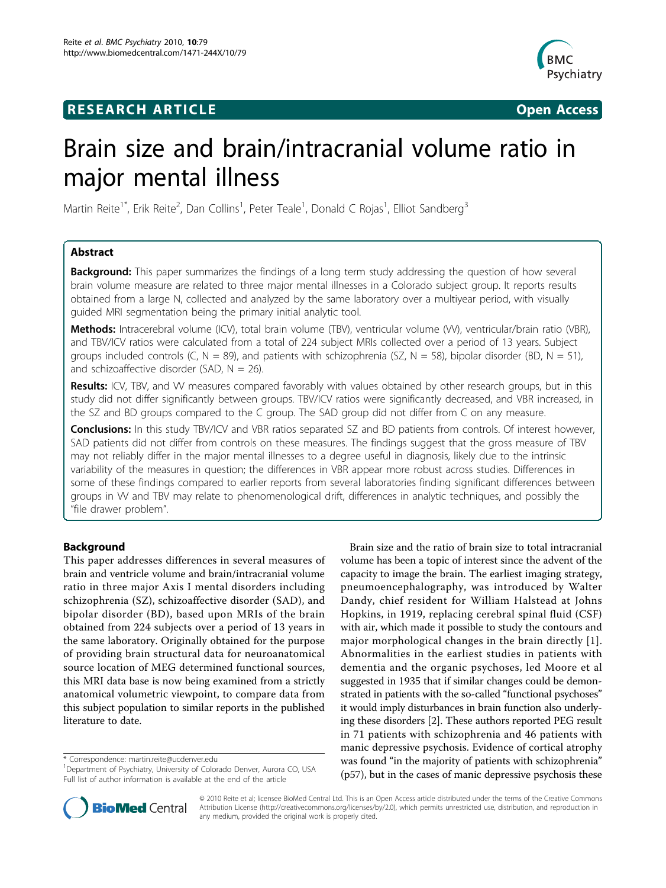RESEARCH ARTICLE | Open Access

# Brain size and brain/intracranial volume ratio in major mental illness

Martin Reite[1*], Erik Reite[2], Dan Collins[1], Peter Teale[1], Donald C Rojas[1], Elliot Sandberg[3]

## Abstract

**Background:** This paper summarizes the findings of a long term study addressing the question of how several brain volume measure are related to three major mental illnesses in a Colorado subject group. It reports results obtained from a large N, collected and analyzed by the same laboratory over a multiyear period, with visually guided MRI segmentation being the primary initial analytic tool.

**Methods:** Intracerebral volume (ICV), total brain volume (TBV), ventricular volume (VV), ventricular/brain ratio (VBR), and TBV/ICV ratios were calculated from a total of 224 subject MRIs collected over a period of 13 years. Subject groups included controls (C, N = 89), and patients with schizophrenia (SZ, N = 58), bipolar disorder (BD, N = 51), and schizoaffective disorder (SAD, N = 26).

**Results:** ICV, TBV, and VV measures compared favorably with values obtained by other research groups, but in this study did not differ significantly between groups. TBV/ICV ratios were significantly decreased, and VBR increased, in the SZ and BD groups compared to the C group. The SAD group did not differ from C on any measure.

**Conclusions:** In this study TBV/ICV and VBR ratios separated SZ and BD patients from controls. Of interest however, SAD patients did not differ from controls on these measures. The findings suggest that the gross measure of TBV may not reliably differ in the major mental illnesses to a degree useful in diagnosis, likely due to the intrinsic variability of the measures in question; the differences in VBR appear more robust across studies. Differences in some of these findings compared to earlier reports from several laboratories finding significant differences between groups in VV and TBV may relate to phenomenological drift, differences in analytic techniques, and possibly the "file drawer problem".

## Background

This paper addresses differences in several measures of brain and ventricle volume and brain/intracranial volume ratio in three major Axis I mental disorders including schizophrenia (SZ), schizoaffective disorder (SAD), and bipolar disorder (BD), based upon MRIs of the brain obtained from 224 subjects over a period of 13 years in the same laboratory. Originally obtained for the purpose of providing brain structural data for neuroanatomical source location of MEG determined functional sources, this MRI data base is now being examined from a strictly anatomical volumetric viewpoint, to compare data from this subject population to similar reports in the published literature to date.

Brain size and the ratio of brain size to total intracranial volume has been a topic of interest since the advent of the capacity to image the brain. The earliest imaging strategy, pneumoencephalography, was introduced by Walter Dandy, chief resident for William Halstead at Johns Hopkins, in 1919, replacing cerebral spinal fluid (CSF) with air, which made it possible to study the contours and major morphological changes in the brain directly [1]. Abnormalities in the earliest studies in patients with dementia and the organic psychoses, led Moore et al suggested in 1935 that if similar changes could be demonstrated in patients with the so-called "functional psychoses" it would imply disturbances in brain function also underlying these disorders [2]. These authors reported PEG result in 71 patients with schizophrenia and 46 patients with manic depressive psychosis. Evidence of cortical atrophy was found "in the majority of patients with schizophrenia" (p57), but in the cases of manic depressive psychosis these

\* Correspondence: martin.reite@ucdenver.edu
[1]Department of Psychiatry, University of Colorado Denver, Aurora CO, USA
Full list of author information is available at the end of the article

© 2010 Reite et al; licensee BioMed Central Ltd. This is an Open Access article distributed under the terms of the Creative Commons Attribution License (http://creativecommons.org/licenses/by/2.0), which permits unrestricted use, distribution, and reproduction in any medium, provided the original work is properly cited.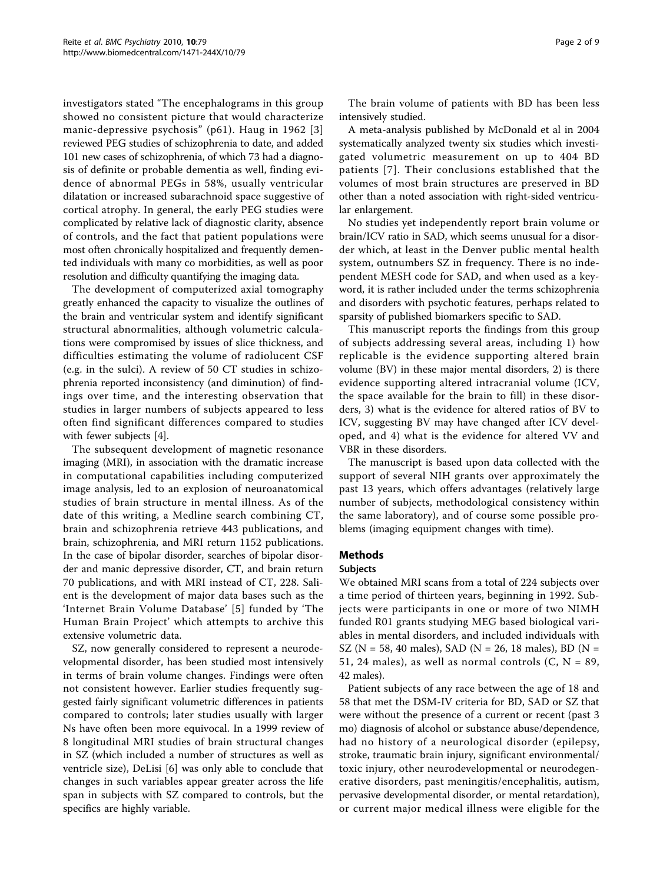investigators stated "The encephalograms in this group showed no consistent picture that would characterize manic-depressive psychosis" (p61). Haug in 1962 [3] reviewed PEG studies of schizophrenia to date, and added 101 new cases of schizophrenia, of which 73 had a diagnosis of definite or probable dementia as well, finding evidence of abnormal PEGs in 58%, usually ventricular dilatation or increased subarachnoid space suggestive of cortical atrophy. In general, the early PEG studies were complicated by relative lack of diagnostic clarity, absence of controls, and the fact that patient populations were most often chronically hospitalized and frequently demented individuals with many co morbidities, as well as poor resolution and difficulty quantifying the imaging data.

The development of computerized axial tomography greatly enhanced the capacity to visualize the outlines of the brain and ventricular system and identify significant structural abnormalities, although volumetric calculations were compromised by issues of slice thickness, and difficulties estimating the volume of radiolucent CSF (e.g. in the sulci). A review of 50 CT studies in schizophrenia reported inconsistency (and diminution) of findings over time, and the interesting observation that studies in larger numbers of subjects appeared to less often find significant differences compared to studies with fewer subjects [4].

The subsequent development of magnetic resonance imaging (MRI), in association with the dramatic increase in computational capabilities including computerized image analysis, led to an explosion of neuroanatomical studies of brain structure in mental illness. As of the date of this writing, a Medline search combining CT, brain and schizophrenia retrieve 443 publications, and brain, schizophrenia, and MRI return 1152 publications. In the case of bipolar disorder, searches of bipolar disorder and manic depressive disorder, CT, and brain return 70 publications, and with MRI instead of CT, 228. Salient is the development of major data bases such as the 'Internet Brain Volume Database' [5] funded by 'The Human Brain Project' which attempts to archive this extensive volumetric data.

SZ, now generally considered to represent a neurodevelopmental disorder, has been studied most intensively in terms of brain volume changes. Findings were often not consistent however. Earlier studies frequently suggested fairly significant volumetric differences in patients compared to controls; later studies usually with larger Ns have often been more equivocal. In a 1999 review of 8 longitudinal MRI studies of brain structural changes in SZ (which included a number of structures as well as ventricle size), DeLisi [6] was only able to conclude that changes in such variables appear greater across the life span in subjects with SZ compared to controls, but the specifics are highly variable.

The brain volume of patients with BD has been less intensively studied.

A meta-analysis published by McDonald et al in 2004 systematically analyzed twenty six studies which investigated volumetric measurement on up to 404 BD patients [7]. Their conclusions established that the volumes of most brain structures are preserved in BD other than a noted association with right-sided ventricular enlargement.

No studies yet independently report brain volume or brain/ICV ratio in SAD, which seems unusual for a disorder which, at least in the Denver public mental health system, outnumbers SZ in frequency. There is no independent MESH code for SAD, and when used as a keyword, it is rather included under the terms schizophrenia and disorders with psychotic features, perhaps related to sparsity of published biomarkers specific to SAD.

This manuscript reports the findings from this group of subjects addressing several areas, including 1) how replicable is the evidence supporting altered brain volume (BV) in these major mental disorders, 2) is there evidence supporting altered intracranial volume (ICV, the space available for the brain to fill) in these disorders, 3) what is the evidence for altered ratios of BV to ICV, suggesting BV may have changed after ICV developed, and 4) what is the evidence for altered VV and VBR in these disorders.

The manuscript is based upon data collected with the support of several NIH grants over approximately the past 13 years, which offers advantages (relatively large number of subjects, methodological consistency within the same laboratory), and of course some possible problems (imaging equipment changes with time).

## Methods

### Subjects

We obtained MRI scans from a total of 224 subjects over a time period of thirteen years, beginning in 1992. Subjects were participants in one or more of two NIMH funded R01 grants studying MEG based biological variables in mental disorders, and included individuals with SZ (N = 58, 40 males), SAD (N = 26, 18 males), BD (N = 51, 24 males), as well as normal controls (C, N = 89, 42 males).

Patient subjects of any race between the age of 18 and 58 that met the DSM-IV criteria for BD, SAD or SZ that were without the presence of a current or recent (past 3 mo) diagnosis of alcohol or substance abuse/dependence, had no history of a neurological disorder (epilepsy, stroke, traumatic brain injury, significant environmental/toxic injury, other neurodevelopmental or neurodegenerative disorders, past meningitis/encephalitis, autism, pervasive developmental disorder, or mental retardation), or current major medical illness were eligible for the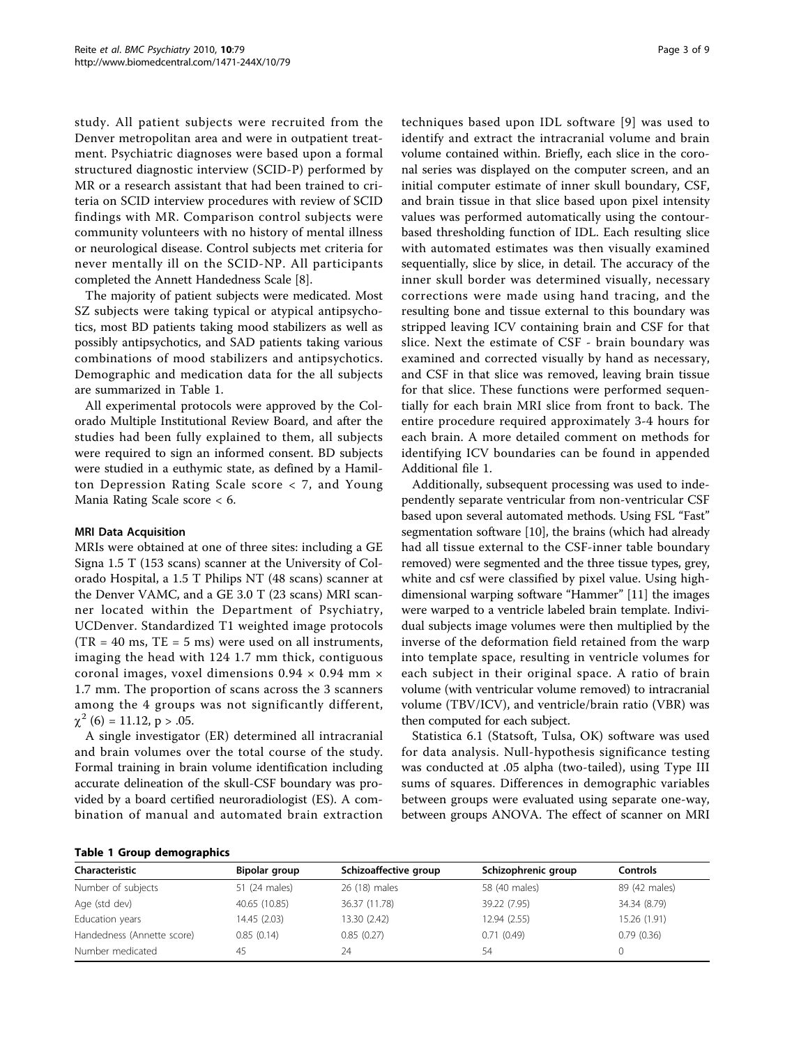study. All patient subjects were recruited from the Denver metropolitan area and were in outpatient treatment. Psychiatric diagnoses were based upon a formal structured diagnostic interview (SCID-P) performed by MR or a research assistant that had been trained to criteria on SCID interview procedures with review of SCID findings with MR. Comparison control subjects were community volunteers with no history of mental illness or neurological disease. Control subjects met criteria for never mentally ill on the SCID-NP. All participants completed the Annett Handedness Scale [8].

The majority of patient subjects were medicated. Most SZ subjects were taking typical or atypical antipsychotics, most BD patients taking mood stabilizers as well as possibly antipsychotics, and SAD patients taking various combinations of mood stabilizers and antipsychotics. Demographic and medication data for the all subjects are summarized in Table 1.

All experimental protocols were approved by the Colorado Multiple Institutional Review Board, and after the studies had been fully explained to them, all subjects were required to sign an informed consent. BD subjects were studied in a euthymic state, as defined by a Hamilton Depression Rating Scale score < 7, and Young Mania Rating Scale score < 6.

### MRI Data Acquisition

MRIs were obtained at one of three sites: including a GE Signa 1.5 T (153 scans) scanner at the University of Colorado Hospital, a 1.5 T Philips NT (48 scans) scanner at the Denver VAMC, and a GE 3.0 T (23 scans) MRI scanner located within the Department of Psychiatry, UCDenver. Standardized T1 weighted image protocols (TR = 40 ms, TE = 5 ms) were used on all instruments, imaging the head with 124 1.7 mm thick, contiguous coronal images, voxel dimensions 0.94 × 0.94 mm × 1.7 mm. The proportion of scans across the 3 scanners among the 4 groups was not significantly different, $\chi^2$ (6) = 11.12, p > .05.

A single investigator (ER) determined all intracranial and brain volumes over the total course of the study. Formal training in brain volume identification including accurate delineation of the skull-CSF boundary was provided by a board certified neuroradiologist (ES). A combination of manual and automated brain extraction techniques based upon IDL software [9] was used to identify and extract the intracranial volume and brain volume contained within. Briefly, each slice in the coronal series was displayed on the computer screen, and an initial computer estimate of inner skull boundary, CSF, and brain tissue in that slice based upon pixel intensity values was performed automatically using the contour-based thresholding function of IDL. Each resulting slice with automated estimates was then visually examined sequentially, slice by slice, in detail. The accuracy of the inner skull border was determined visually, necessary corrections were made using hand tracing, and the resulting bone and tissue external to this boundary was stripped leaving ICV containing brain and CSF for that slice. Next the estimate of CSF - brain boundary was examined and corrected visually by hand as necessary, and CSF in that slice was removed, leaving brain tissue for that slice. These functions were performed sequentially for each brain MRI slice from front to back. The entire procedure required approximately 3-4 hours for each brain. A more detailed comment on methods for identifying ICV boundaries can be found in appended Additional file 1.

Additionally, subsequent processing was used to independently separate ventricular from non-ventricular CSF based upon several automated methods. Using FSL "Fast" segmentation software [10], the brains (which had already had all tissue external to the CSF-inner table boundary removed) were segmented and the three tissue types, grey, white and csf were classified by pixel value. Using high-dimensional warping software "Hammer" [11] the images were warped to a ventricle labeled brain template. Individual subjects image volumes were then multiplied by the inverse of the deformation field retained from the warp into template space, resulting in ventricle volumes for each subject in their original space. A ratio of brain volume (with ventricular volume removed) to intracranial volume (TBV/ICV), and ventricle/brain ratio (VBR) was then computed for each subject.

Statistica 6.1 (Statsoft, Tulsa, OK) software was used for data analysis. Null-hypothesis significance testing was conducted at .05 alpha (two-tailed), using Type III sums of squares. Differences in demographic variables between groups were evaluated using separate one-way, between groups ANOVA. The effect of scanner on MRI

**Table 1 Group demographics**

| Characteristic | Bipolar group | Schizoaffective group | Schizophrenic group | Controls |
|---|---|---|---|---|
| Number of subjects | 51 (24 males) | 26 (18) males | 58 (40 males) | 89 (42 males) |
| Age (std dev) | 40.65 (10.85) | 36.37 (11.78) | 39.22 (7.95) | 34.34 (8.79) |
| Education years | 14.45 (2.03) | 13.30 (2.42) | 12.94 (2.55) | 15.26 (1.91) |
| Handedness (Annette score) | 0.85 (0.14) | 0.85 (0.27) | 0.71 (0.49) | 0.79 (0.36) |
| Number medicated | 45 | 24 | 54 | 0 |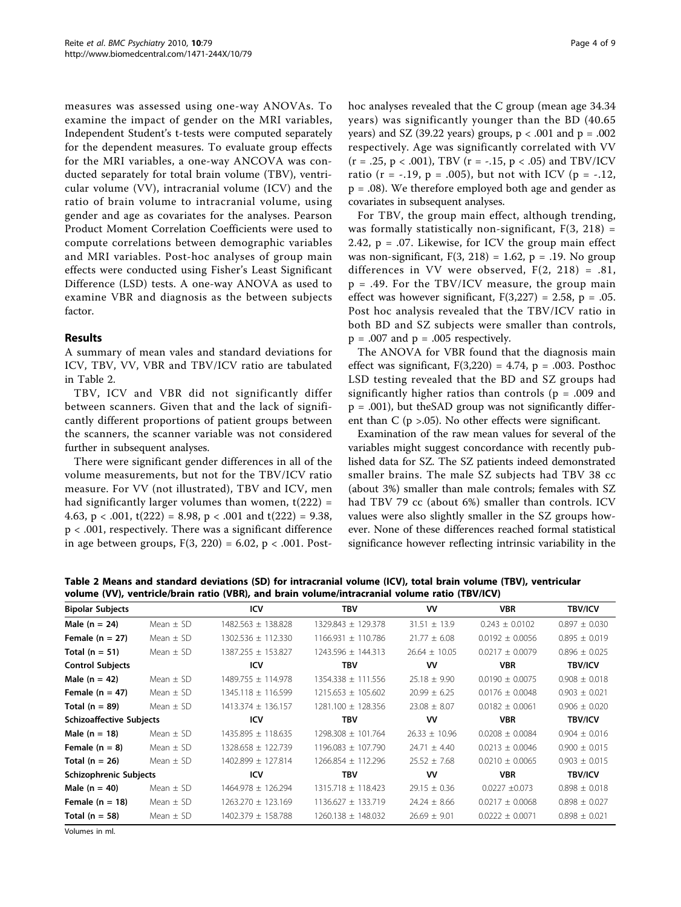measures was assessed using one-way ANOVAs. To examine the impact of gender on the MRI variables, Independent Student's t-tests were computed separately for the dependent measures. To evaluate group effects for the MRI variables, a one-way ANCOVA was conducted separately for total brain volume (TBV), ventricular volume (VV), intracranial volume (ICV) and the ratio of brain volume to intracranial volume, using gender and age as covariates for the analyses. Pearson Product Moment Correlation Coefficients were used to compute correlations between demographic variables and MRI variables. Post-hoc analyses of group main effects were conducted using Fisher's Least Significant Difference (LSD) tests. A one-way ANOVA as used to examine VBR and diagnosis as the between subjects factor.

## Results

A summary of mean vales and standard deviations for ICV, TBV, VV, VBR and TBV/ICV ratio are tabulated in Table 2.

TBV, ICV and VBR did not significantly differ between scanners. Given that and the lack of significantly different proportions of patient groups between the scanners, the scanner variable was not considered further in subsequent analyses.

There were significant gender differences in all of the volume measurements, but not for the TBV/ICV ratio measure. For VV (not illustrated), TBV and ICV, men had significantly larger volumes than women, $t(222) = 4.63$, $p < .001$, $t(222) = 8.98$, $p < .001$ and $t(222) = 9.38$, $p < .001$, respectively. There was a significant difference in age between groups, $F(3, 220) = 6.02$, $p < .001$. Post-hoc analyses revealed that the C group (mean age 34.34 years) was significantly younger than the BD (40.65 years) and SZ (39.22 years) groups, $p < .001$ and $p = .002$ respectively. Age was significantly correlated with VV ($r = .25$, $p < .001$), TBV ($r = -.15$, $p < .05$) and TBV/ICV ratio ($r = -.19$, $p = .005$), but not with ICV ($p = -.12$, $p = .08$). We therefore employed both age and gender as covariates in subsequent analyses.

For TBV, the group main effect, although trending, was formally statistically non-significant, $F(3, 218) = 2.42$, $p = .07$. Likewise, for ICV the group main effect was non-significant, $F(3, 218) = 1.62$, $p = .19$. No group differences in VV were observed, $F(2, 218) = .81$, $p = .49$. For the TBV/ICV measure, the group main effect was however significant, $F(3,227) = 2.58$, $p = .05$. Post hoc analysis revealed that the TBV/ICV ratio in both BD and SZ subjects were smaller than controls, $p = .007$ and $p = .005$ respectively.

The ANOVA for VBR found that the diagnosis main effect was significant, $F(3,220) = 4.74$, $p = .003$. Posthoc LSD testing revealed that the BD and SZ groups had significantly higher ratios than controls ($p = .009$ and $p = .001$), but theSAD group was not significantly different than C ($p >.05$). No other effects were significant.

Examination of the raw mean values for several of the variables might suggest concordance with recently published data for SZ. The SZ patients indeed demonstrated smaller brains. The male SZ subjects had TBV 38 cc (about 3%) smaller than male controls; females with SZ had TBV 79 cc (about 6%) smaller than controls. ICV values were also slightly smaller in the SZ groups however. None of these differences reached formal statistical significance however reflecting intrinsic variability in the

**Table 2 Means and standard deviations (SD) for intracranial volume (ICV), total brain volume (TBV), ventricular volume (VV), ventricle/brain ratio (VBR), and brain volume/intracranial volume ratio (TBV/ICV)**

| Bipolar Subjects | | ICV | TBV | VV | VBR | TBV/ICV |
|---|---|---|---|---|---|---|
| Male (n = 24) | Mean ± SD | 1482.563 ± 138.828 | 1329.843 ± 129.378 | 31.51 ± 13.9 | 0.243 ± 0.0102 | 0.897 ± 0.030 |
| Female (n = 27) | Mean ± SD | 1302.536 ± 112.330 | 1166.931 ± 110.786 | 21.77 ± 6.08 | 0.0192 ± 0.0056 | 0.895 ± 0.019 |
| Total (n = 51) | Mean ± SD | 1387.255 ± 153.827 | 1243.596 ± 144.313 | 26.64 ± 10.05 | 0.0217 ± 0.0079 | 0.896 ± 0.025 |
| **Control Subjects** | | **ICV** | **TBV** | **VV** | **VBR** | **TBV/ICV** |
| Male (n = 42) | Mean ± SD | 1489.755 ± 114.978 | 1354.338 ± 111.556 | 25.18 ± 9.90 | 0.0190 ± 0.0075 | 0.908 ± 0.018 |
| Female (n = 47) | Mean ± SD | 1345.118 ± 116.599 | 1215.653 ± 105.602 | 20.99 ± 6.25 | 0.0176 ± 0.0048 | 0.903 ± 0.021 |
| Total (n = 89) | Mean ± SD | 1413.374 ± 136.157 | 1281.100 ± 128.356 | 23.08 ± 8.07 | 0.0182 ± 0.0061 | 0.906 ± 0.020 |
| **Schizoaffective Subjects** | | **ICV** | **TBV** | **VV** | **VBR** | **TBV/ICV** |
| Male (n = 18) | Mean ± SD | 1435.895 ± 118.635 | 1298.308 ± 101.764 | 26.33 ± 10.96 | 0.0208 ± 0.0084 | 0.904 ± 0.016 |
| Female (n = 8) | Mean ± SD | 1328.658 ± 122.739 | 1196.083 ± 107.790 | 24.71 ± 4.40 | 0.0213 ± 0.0046 | 0.900 ± 0.015 |
| Total (n = 26) | Mean ± SD | 1402.899 ± 127.814 | 1266.854 ± 112.296 | 25.52 ± 7.68 | 0.0210 ± 0.0065 | 0.903 ± 0.015 |
| **Schizophrenic Subjects** | | **ICV** | **TBV** | **VV** | **VBR** | **TBV/ICV** |
| Male (n = 40) | Mean ± SD | 1464.978 ± 126.294 | 1315.718 ± 118.423 | 29.15 ± 0.36 | 0.0227 ±0.073 | 0.898 ± 0.018 |
| Female (n = 18) | Mean ± SD | 1263.270 ± 123.169 | 1136.627 ± 133.719 | 24.24 ± 8.66 | 0.0217 ± 0.0068 | 0.898 ± 0.027 |
| Total (n = 58) | Mean ± SD | 1402.379 ± 158.788 | 1260.138 ± 148.032 | 26.69 ± 9.01 | 0.0222 ± 0.0071 | 0.898 ± 0.021 |

Volumes in ml.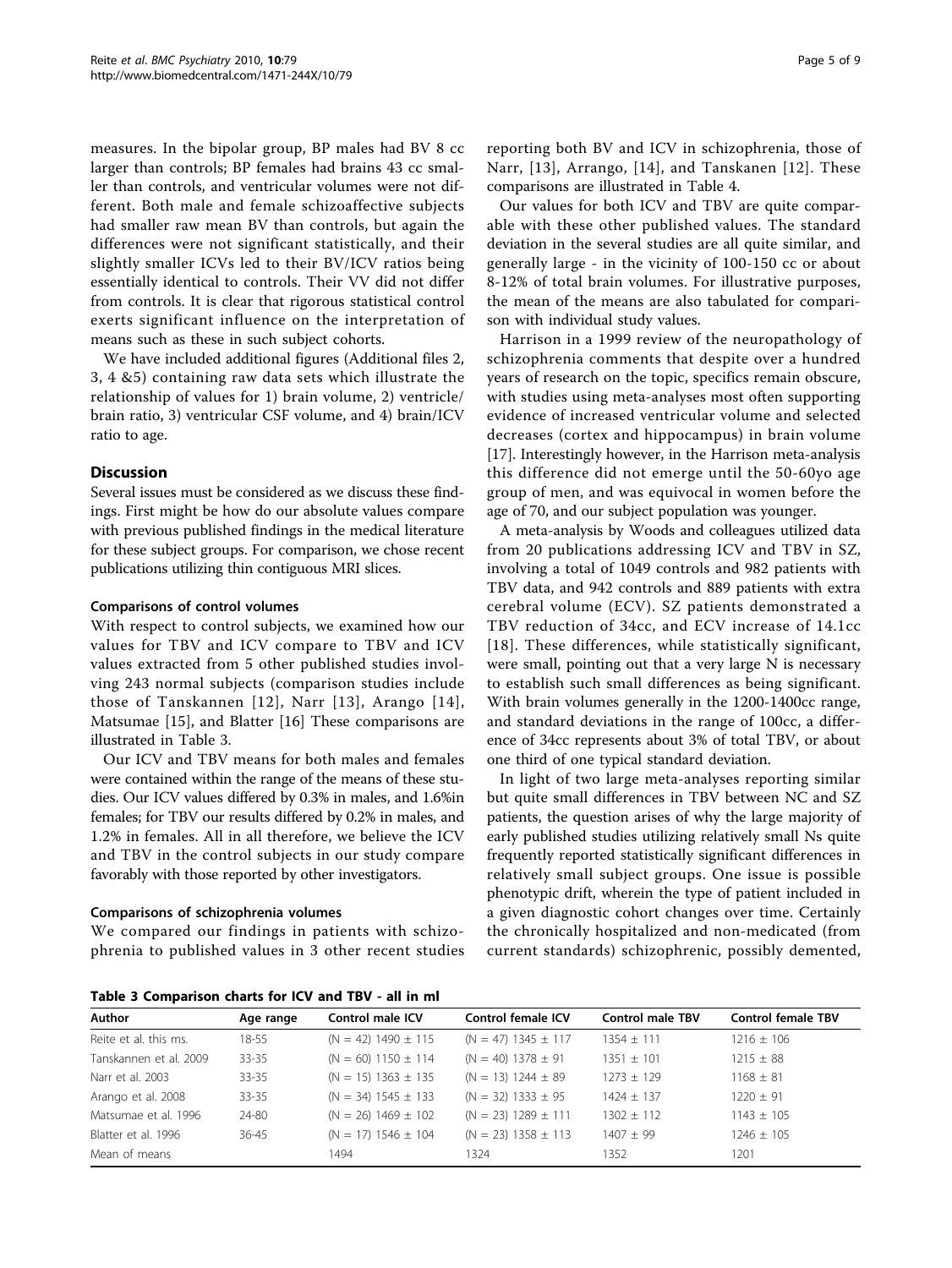measures. In the bipolar group, BP males had BV 8 cc larger than controls; BP females had brains 43 cc smaller than controls, and ventricular volumes were not different. Both male and female schizoaffective subjects had smaller raw mean BV than controls, but again the differences were not significant statistically, and their slightly smaller ICVs led to their BV/ICV ratios being essentially identical to controls. Their VV did not differ from controls. It is clear that rigorous statistical control exerts significant influence on the interpretation of means such as these in such subject cohorts.

We have included additional figures (Additional files 2, 3, 4 &5) containing raw data sets which illustrate the relationship of values for 1) brain volume, 2) ventricle/brain ratio, 3) ventricular CSF volume, and 4) brain/ICV ratio to age.

## Discussion

Several issues must be considered as we discuss these findings. First might be how do our absolute values compare with previous published findings in the medical literature for these subject groups. For comparison, we chose recent publications utilizing thin contiguous MRI slices.

### Comparisons of control volumes

With respect to control subjects, we examined how our values for TBV and ICV compare to TBV and ICV values extracted from 5 other published studies involving 243 normal subjects (comparison studies include those of Tanskannen [12], Narr [13], Arango [14], Matsumae [15], and Blatter [16] These comparisons are illustrated in Table 3.

Our ICV and TBV means for both males and females were contained within the range of the means of these studies. Our ICV values differed by 0.3% in males, and 1.6%in females; for TBV our results differed by 0.2% in males, and 1.2% in females. All in all therefore, we believe the ICV and TBV in the control subjects in our study compare favorably with those reported by other investigators.

### Comparisons of schizophrenia volumes

We compared our findings in patients with schizophrenia to published values in 3 other recent studies reporting both BV and ICV in schizophrenia, those of Narr, [13], Arrango, [14], and Tanskanen [12]. These comparisons are illustrated in Table 4.

Our values for both ICV and TBV are quite comparable with these other published values. The standard deviation in the several studies are all quite similar, and generally large - in the vicinity of 100-150 cc or about 8-12% of total brain volumes. For illustrative purposes, the mean of the means are also tabulated for comparison with individual study values.

Harrison in a 1999 review of the neuropathology of schizophrenia comments that despite over a hundred years of research on the topic, specifics remain obscure, with studies using meta-analyses most often supporting evidence of increased ventricular volume and selected decreases (cortex and hippocampus) in brain volume [17]. Interestingly however, in the Harrison meta-analysis this difference did not emerge until the 50-60yo age group of men, and was equivocal in women before the age of 70, and our subject population was younger.

A meta-analysis by Woods and colleagues utilized data from 20 publications addressing ICV and TBV in SZ, involving a total of 1049 controls and 982 patients with TBV data, and 942 controls and 889 patients with extra cerebral volume (ECV). SZ patients demonstrated a TBV reduction of 34cc, and ECV increase of 14.1cc [18]. These differences, while statistically significant, were small, pointing out that a very large N is necessary to establish such small differences as being significant. With brain volumes generally in the 1200-1400cc range, and standard deviations in the range of 100cc, a difference of 34cc represents about 3% of total TBV, or about one third of one typical standard deviation.

In light of two large meta-analyses reporting similar but quite small differences in TBV between NC and SZ patients, the question arises of why the large majority of early published studies utilizing relatively small Ns quite frequently reported statistically significant differences in relatively small subject groups. One issue is possible phenotypic drift, wherein the type of patient included in a given diagnostic cohort changes over time. Certainly the chronically hospitalized and non-medicated (from current standards) schizophrenic, possibly demented,

**Table 3 Comparison charts for ICV and TBV - all in ml**

| Author | Age range | Control male ICV | Control female ICV | Control male TBV | Control female TBV |
|---|---|---|---|---|---|
| Reite et al. this ms. | 18-55 | (N = 42) 1490 ± 115 | (N = 47) 1345 ± 117 | 1354 ± 111 | 1216 ± 106 |
| Tanskannen et al. 2009 | 33-35 | (N = 60) 1150 ± 114 | (N = 40) 1378 ± 91 | 1351 ± 101 | 1215 ± 88 |
| Narr et al. 2003 | 33-35 | (N = 15) 1363 ± 135 | (N = 13) 1244 ± 89 | 1273 ± 129 | 1168 ± 81 |
| Arango et al. 2008 | 33-35 | (N = 34) 1545 ± 133 | (N = 32) 1333 ± 95 | 1424 ± 137 | 1220 ± 91 |
| Matsumae et al. 1996 | 24-80 | (N = 26) 1469 ± 102 | (N = 23) 1289 ± 111 | 1302 ± 112 | 1143 ± 105 |
| Blatter et al. 1996 | 36-45 | (N = 17) 1546 ± 104 | (N = 23) 1358 ± 113 | 1407 ± 99 | 1246 ± 105 |
| Mean of means | | 1494 | 1324 | 1352 | 1201 |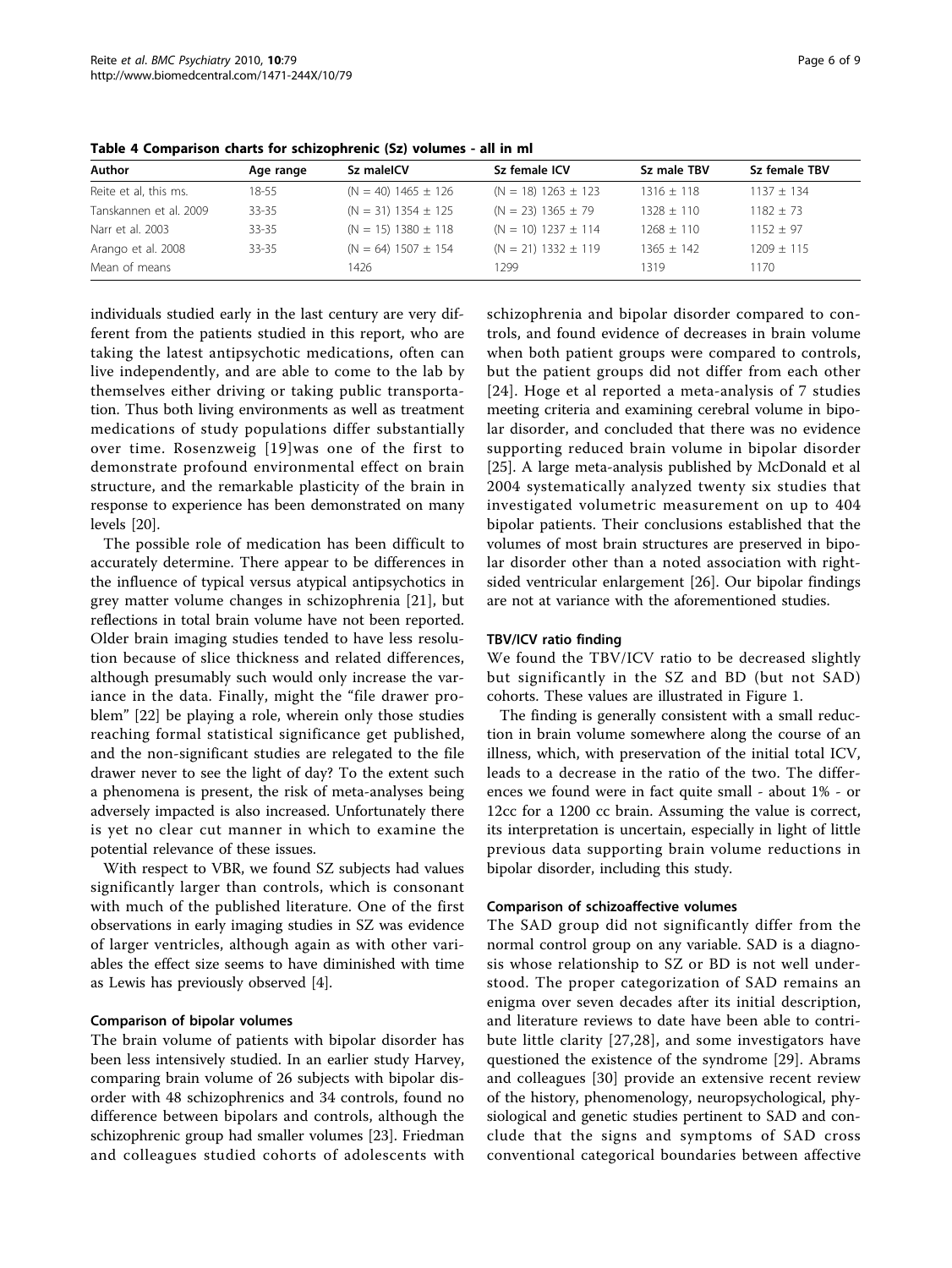**Table 4 Comparison charts for schizophrenic (Sz) volumes - all in ml**

| Author | Age range | Sz maleICV | Sz female ICV | Sz male TBV | Sz female TBV |
|---|---|---|---|---|---|
| Reite et al, this ms. | 18-55 | (N = 40) 1465 ± 126 | (N = 18) 1263 ± 123 | 1316 ± 118 | 1137 ± 134 |
| Tanskannen et al. 2009 | 33-35 | (N = 31) 1354 ± 125 | (N = 23) 1365 ± 79 | 1328 ± 110 | 1182 ± 73 |
| Narr et al. 2003 | 33-35 | (N = 15) 1380 ± 118 | (N = 10) 1237 ± 114 | 1268 ± 110 | 1152 ± 97 |
| Arango et al. 2008 | 33-35 | (N = 64) 1507 ± 154 | (N = 21) 1332 ± 119 | 1365 ± 142 | 1209 ± 115 |
| Mean of means | | 1426 | 1299 | 1319 | 1170 |

individuals studied early in the last century are very different from the patients studied in this report, who are taking the latest antipsychotic medications, often can live independently, and are able to come to the lab by themselves either driving or taking public transportation. Thus both living environments as well as treatment medications of study populations differ substantially over time. Rosenzweig [19]was one of the first to demonstrate profound environmental effect on brain structure, and the remarkable plasticity of the brain in response to experience has been demonstrated on many levels [20].

The possible role of medication has been difficult to accurately determine. There appear to be differences in the influence of typical versus atypical antipsychotics in grey matter volume changes in schizophrenia [21], but reflections in total brain volume have not been reported. Older brain imaging studies tended to have less resolution because of slice thickness and related differences, although presumably such would only increase the variance in the data. Finally, might the "file drawer problem" [22] be playing a role, wherein only those studies reaching formal statistical significance get published, and the non-significant studies are relegated to the file drawer never to see the light of day? To the extent such a phenomena is present, the risk of meta-analyses being adversely impacted is also increased. Unfortunately there is yet no clear cut manner in which to examine the potential relevance of these issues.

With respect to VBR, we found SZ subjects had values significantly larger than controls, which is consonant with much of the published literature. One of the first observations in early imaging studies in SZ was evidence of larger ventricles, although again as with other variables the effect size seems to have diminished with time as Lewis has previously observed [4].

### Comparison of bipolar volumes

The brain volume of patients with bipolar disorder has been less intensively studied. In an earlier study Harvey, comparing brain volume of 26 subjects with bipolar disorder with 48 schizophrenics and 34 controls, found no difference between bipolars and controls, although the schizophrenic group had smaller volumes [23]. Friedman and colleagues studied cohorts of adolescents with schizophrenia and bipolar disorder compared to controls, and found evidence of decreases in brain volume when both patient groups were compared to controls, but the patient groups did not differ from each other [24]. Hoge et al reported a meta-analysis of 7 studies meeting criteria and examining cerebral volume in bipolar disorder, and concluded that there was no evidence supporting reduced brain volume in bipolar disorder [25]. A large meta-analysis published by McDonald et al 2004 systematically analyzed twenty six studies that investigated volumetric measurement on up to 404 bipolar patients. Their conclusions established that the volumes of most brain structures are preserved in bipolar disorder other than a noted association with right-sided ventricular enlargement [26]. Our bipolar findings are not at variance with the aforementioned studies.

### TBV/ICV ratio finding

We found the TBV/ICV ratio to be decreased slightly but significantly in the SZ and BD (but not SAD) cohorts. These values are illustrated in Figure 1.

The finding is generally consistent with a small reduction in brain volume somewhere along the course of an illness, which, with preservation of the initial total ICV, leads to a decrease in the ratio of the two. The differences we found were in fact quite small - about 1% - or 12cc for a 1200 cc brain. Assuming the value is correct, its interpretation is uncertain, especially in light of little previous data supporting brain volume reductions in bipolar disorder, including this study.

### Comparison of schizoaffective volumes

The SAD group did not significantly differ from the normal control group on any variable. SAD is a diagnosis whose relationship to SZ or BD is not well understood. The proper categorization of SAD remains an enigma over seven decades after its initial description, and literature reviews to date have been able to contribute little clarity [27,28], and some investigators have questioned the existence of the syndrome [29]. Abrams and colleagues [30] provide an extensive recent review of the history, phenomenology, neuropsychological, physiological and genetic studies pertinent to SAD and conclude that the signs and symptoms of SAD cross conventional categorical boundaries between affective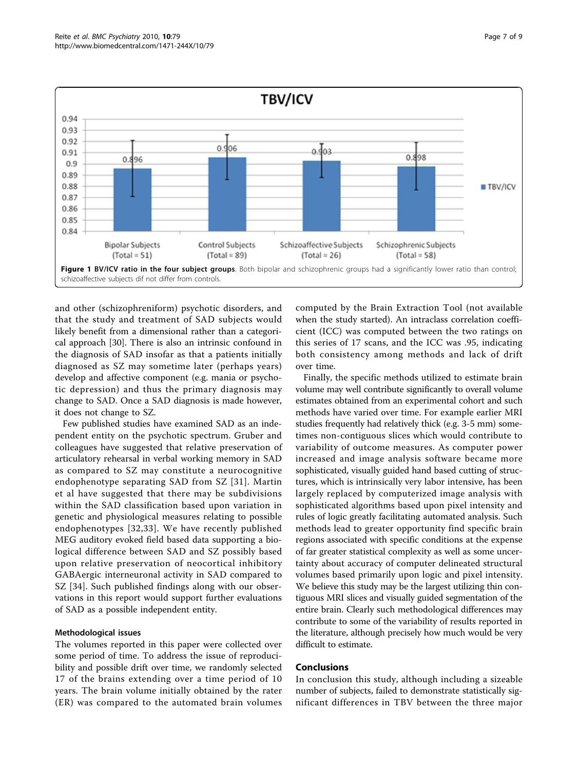**Figure 1 BV/ICV ratio in the four subject groups**. Both bipolar and schizophrenic groups had a significantly lower ratio than control; schizoaffective subjects dif not differ from controls.

and other (schizophreniform) psychotic disorders, and that the study and treatment of SAD subjects would likely benefit from a dimensional rather than a categorical approach [30]. There is also an intrinsic confound in the diagnosis of SAD insofar as that a patients initially diagnosed as SZ may sometime later (perhaps years) develop and affective component (e.g. mania or psychotic depression) and thus the primary diagnosis may change to SAD. Once a SAD diagnosis is made however, it does not change to SZ.

Few published studies have examined SAD as an independent entity on the psychotic spectrum. Gruber and colleagues have suggested that relative preservation of articulatory rehearsal in verbal working memory in SAD as compared to SZ may constitute a neurocognitive endophenotype separating SAD from SZ [31]. Martin et al have suggested that there may be subdivisions within the SAD classification based upon variation in genetic and physiological measures relating to possible endophenotypes [32,33]. We have recently published MEG auditory evoked field based data supporting a biological difference between SAD and SZ possibly based upon relative preservation of neocortical inhibitory GABAergic interneuronal activity in SAD compared to SZ [34]. Such published findings along with our observations in this report would support further evaluations of SAD as a possible independent entity.

### Methodological issues

The volumes reported in this paper were collected over some period of time. To address the issue of reproducibility and possible drift over time, we randomly selected 17 of the brains extending over a time period of 10 years. The brain volume initially obtained by the rater (ER) was compared to the automated brain volumes computed by the Brain Extraction Tool (not available when the study started). An intraclass correlation coefficient (ICC) was computed between the two ratings on this series of 17 scans, and the ICC was .95, indicating both consistency among methods and lack of drift over time.

Finally, the specific methods utilized to estimate brain volume may well contribute significantly to overall volume estimates obtained from an experimental cohort and such methods have varied over time. For example earlier MRI studies frequently had relatively thick (e.g. 3-5 mm) sometimes non-contiguous slices which would contribute to variability of outcome measures. As computer power increased and image analysis software became more sophisticated, visually guided hand based cutting of structures, which is intrinsically very labor intensive, has been largely replaced by computerized image analysis with sophisticated algorithms based upon pixel intensity and rules of logic greatly facilitating automated analysis. Such methods lead to greater opportunity find specific brain regions associated with specific conditions at the expense of far greater statistical complexity as well as some uncertainty about accuracy of computer delineated structural volumes based primarily upon logic and pixel intensity. We believe this study may be the largest utilizing thin contiguous MRI slices and visually guided segmentation of the entire brain. Clearly such methodological differences may contribute to some of the variability of results reported in the literature, although precisely how much would be very difficult to estimate.

## Conclusions

In conclusion this study, although including a sizeable number of subjects, failed to demonstrate statistically significant differences in TBV between the three major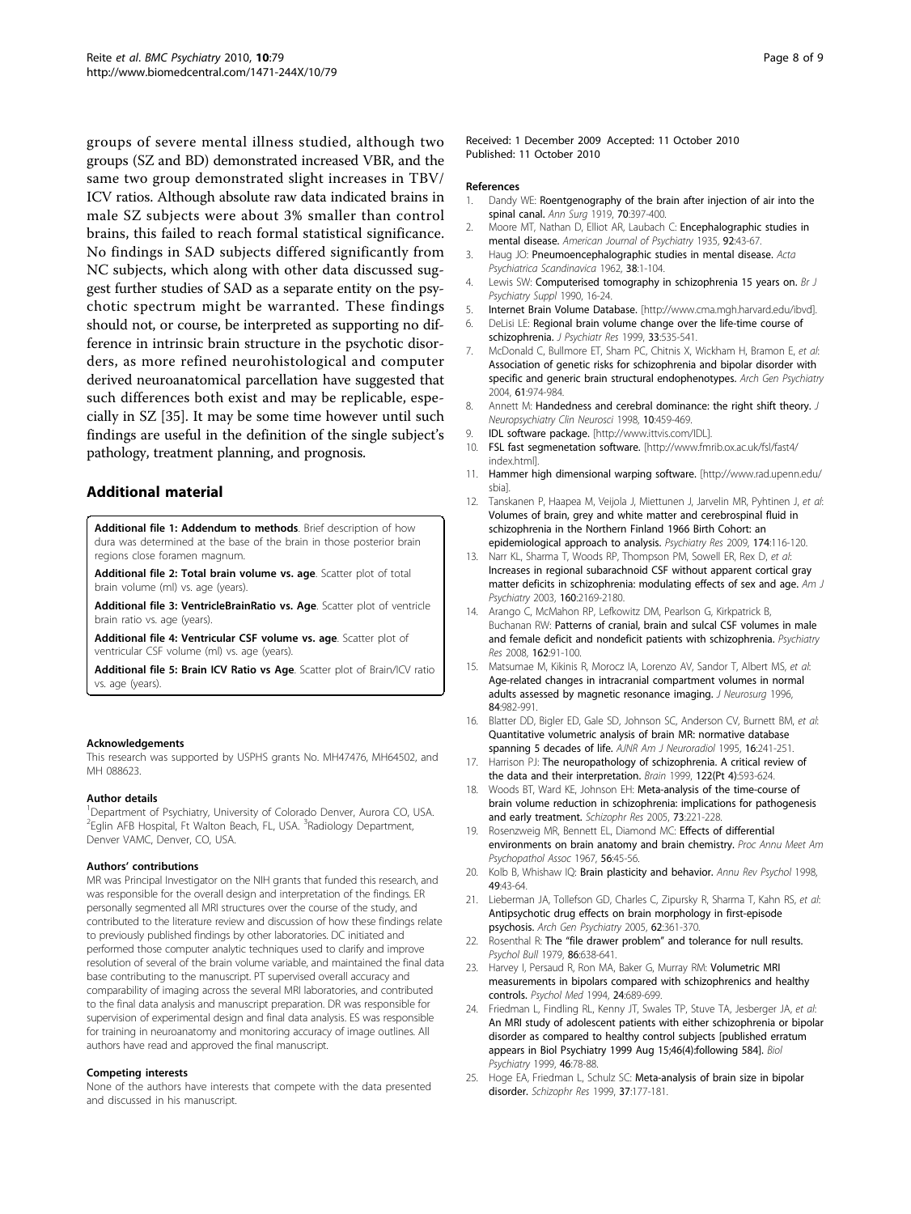groups of severe mental illness studied, although two groups (SZ and BD) demonstrated increased VBR, and the same two group demonstrated slight increases in TBV/ICV ratios. Although absolute raw data indicated brains in male SZ subjects were about 3% smaller than control brains, this failed to reach formal statistical significance. No findings in SAD subjects differed significantly from NC subjects, which along with other data discussed suggest further studies of SAD as a separate entity on the psychotic spectrum might be warranted. These findings should not, or course, be interpreted as supporting no difference in intrinsic brain structure in the psychotic disorders, as more refined neurohistological and computer derived neuroanatomical parcellation have suggested that such differences both exist and may be replicable, especially in SZ [35]. It may be some time however until such findings are useful in the definition of the single subject's pathology, treatment planning, and prognosis.

## Additional material

**Additional file 1: Addendum to methods**. Brief description of how dura was determined at the base of the brain in those posterior brain regions close foramen magnum.

**Additional file 2: Total brain volume vs. age**. Scatter plot of total brain volume (ml) vs. age (years).

**Additional file 3: VentricleBrainRatio vs. Age**. Scatter plot of ventricle brain ratio vs. age (years).

**Additional file 4: Ventricular CSF volume vs. age**. Scatter plot of ventricular CSF volume (ml) vs. age (years).

**Additional file 5: Brain ICV Ratio vs Age**. Scatter plot of Brain/ICV ratio vs. age (years).

#### Acknowledgements

This research was supported by USPHS grants No. MH47476, MH64502, and MH 088623.

#### Author details

[1]Department of Psychiatry, University of Colorado Denver, Aurora CO, USA. [2]Eglin AFB Hospital, Ft Walton Beach, FL, USA. [3]Radiology Department, Denver VAMC, Denver, CO, USA.

#### Authors' contributions

MR was Principal Investigator on the NIH grants that funded this research, and was responsible for the overall design and interpretation of the findings. ER personally segmented all MRI structures over the course of the study, and contributed to the literature review and discussion of how these findings relate to previously published findings by other laboratories. DC initiated and performed those computer analytic techniques used to clarify and improve resolution of several of the brain volume variable, and maintained the final data base contributing to the manuscript. PT supervised overall accuracy and comparability of imaging across the several MRI laboratories, and contributed to the final data analysis and manuscript preparation. DR was responsible for supervision of experimental design and final data analysis. ES was responsible for training in neuroanatomy and monitoring accuracy of image outlines. All authors have read and approved the final manuscript.

#### Competing interests

None of the authors have interests that compete with the data presented and discussed in his manuscript.

Received: 1 December 2009 Accepted: 11 October 2010
Published: 11 October 2010

#### References

1. Dandy WE: **Roentgenography of the brain after injection of air into the spinal canal.** *Ann Surg* 1919, **70**:397-400.
2. Moore MT, Nathan D, Elliot AR, Laubach C: **Encephalographic studies in mental disease.** *American Journal of Psychiatry* 1935, **92**:43-67.
3. Haug JO: **Pneumoencephalographic studies in mental disease.** *Acta Psychiatrica Scandinavica* 1962, **38**:1-104.
4. Lewis SW: **Computerised tomography in schizophrenia 15 years on.** *Br J Psychiatry Suppl* 1990, 16-24.
5. **Internet Brain Volume Database.** [http://www.cma.mgh.harvard.edu/ibvd].
6. DeLisi LE: **Regional brain volume change over the life-time course of schizophrenia.** *J Psychiatr Res* 1999, **33**:535-541.
7. McDonald C, Bullmore ET, Sham PC, Chitnis X, Wickham H, Bramon E, *et al*: **Association of genetic risks for schizophrenia and bipolar disorder with specific and generic brain structural endophenotypes.** *Arch Gen Psychiatry* 2004, **61**:974-984.
8. Annett M: **Handedness and cerebral dominance: the right shift theory.** *J Neuropsychiatry Clin Neurosci* 1998, **10**:459-469.
9. **IDL software package.** [http://www.ittvis.com/IDL].
10. **FSL fast segmenetation software.** [http://www.fmrib.ox.ac.uk/fsl/fast4/index.html].
11. **Hammer high dimensional warping software.** [http://www.rad.upenn.edu/sbia].
12. Tanskanen P, Haapea M, Veijola J, Miettunen J, Jarvelin MR, Pyhtinen J, *et al*: **Volumes of brain, grey and white matter and cerebrospinal fluid in schizophrenia in the Northern Finland 1966 Birth Cohort: an epidemiological approach to analysis.** *Psychiatry Res* 2009, **174**:116-120.
13. Narr KL, Sharma T, Woods RP, Thompson PM, Sowell ER, Rex D, *et al*: **Increases in regional subarachnoid CSF without apparent cortical gray matter deficits in schizophrenia: modulating effects of sex and age.** *Am J Psychiatry* 2003, **160**:2169-2180.
14. Arango C, McMahon RP, Lefkowitz DM, Pearlson G, Kirkpatrick B, Buchanan RW: **Patterns of cranial, brain and sulcal CSF volumes in male and female deficit and nondeficit patients with schizophrenia.** *Psychiatry Res* 2008, **162**:91-100.
15. Matsumae M, Kikinis R, Morocz IA, Lorenzo AV, Sandor T, Albert MS, *et al*: **Age-related changes in intracranial compartment volumes in normal adults assessed by magnetic resonance imaging.** *J Neurosurg* 1996, **84**:982-991.
16. Blatter DD, Bigler ED, Gale SD, Johnson SC, Anderson CV, Burnett BM, *et al*: **Quantitative volumetric analysis of brain MR: normative database spanning 5 decades of life.** *AJNR Am J Neuroradiol* 1995, **16**:241-251.
17. Harrison PJ: **The neuropathology of schizophrenia. A critical review of the data and their interpretation.** *Brain* 1999, **122(Pt 4)**:593-624.
18. Woods BT, Ward KE, Johnson EH: **Meta-analysis of the time-course of brain volume reduction in schizophrenia: implications for pathogenesis and early treatment.** *Schizophr Res* 2005, **73**:221-228.
19. Rosenzweig MR, Bennett EL, Diamond MC: **Effects of differential environments on brain anatomy and brain chemistry.** *Proc Annu Meet Am Psychopathol Assoc* 1967, **56**:45-56.
20. Kolb B, Whishaw IQ: **Brain plasticity and behavior.** *Annu Rev Psychol* 1998, **49**:43-64.
21. Lieberman JA, Tollefson GD, Charles C, Zipursky R, Sharma T, Kahn RS, *et al*: **Antipsychotic drug effects on brain morphology in first-episode psychosis.** *Arch Gen Psychiatry* 2005, **62**:361-370.
22. Rosenthal R: **The "file drawer problem" and tolerance for null results.** *Psychol Bull* 1979, **86**:638-641.
23. Harvey I, Persaud R, Ron MA, Baker G, Murray RM: **Volumetric MRI measurements in bipolars compared with schizophrenics and healthy controls.** *Psychol Med* 1994, **24**:689-699.
24. Friedman L, Findling RL, Kenny JT, Swales TP, Stuve TA, Jesberger JA, *et al*: **An MRI study of adolescent patients with either schizophrenia or bipolar disorder as compared to healthy control subjects [published erratum appears in Biol Psychiatry 1999 Aug 15;46(4):following 584].** *Biol Psychiatry* 1999, **46**:78-88.
25. Hoge EA, Friedman L, Schulz SC: **Meta-analysis of brain size in bipolar disorder.** *Schizophr Res* 1999, **37**:177-181.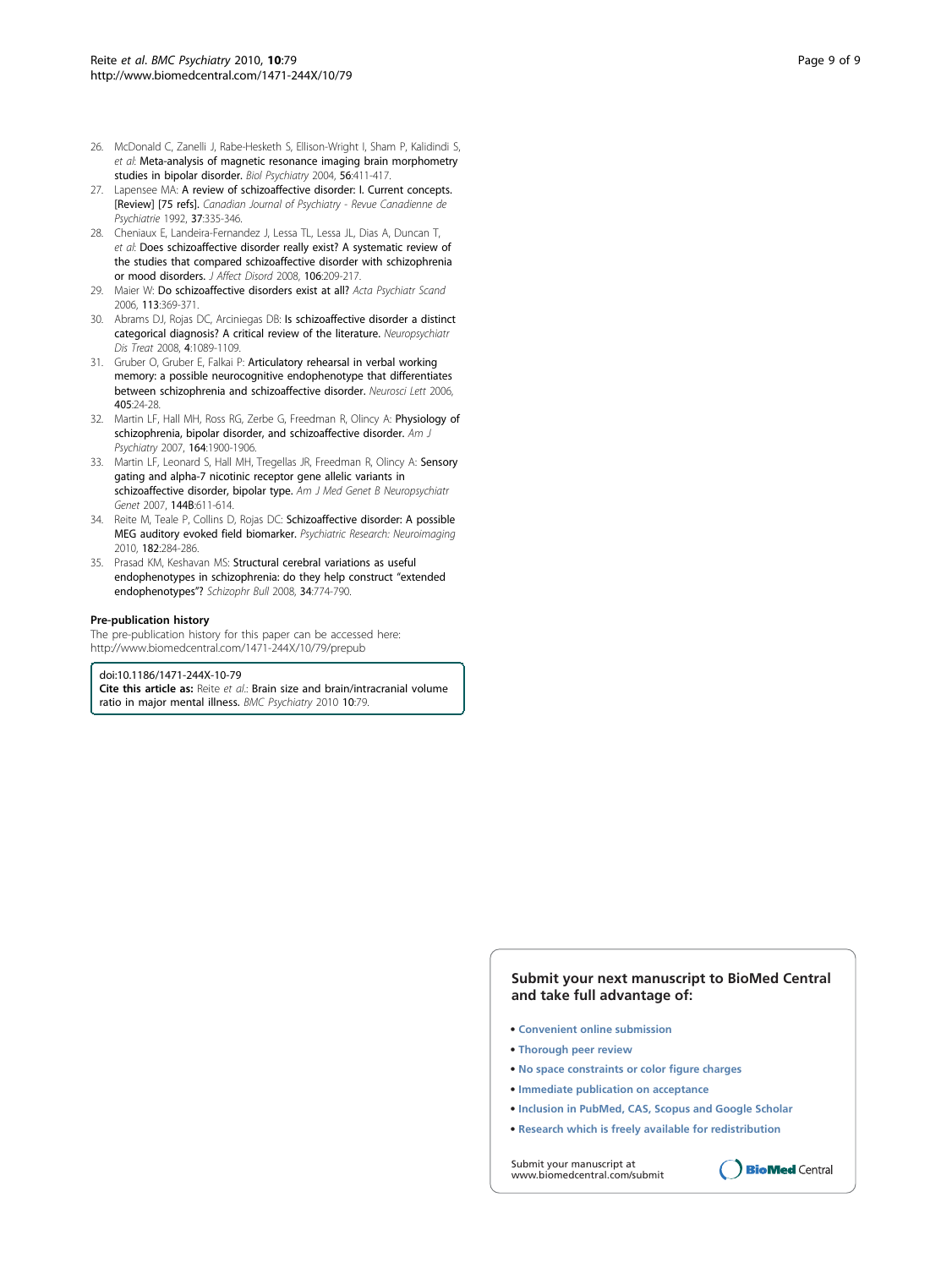26. McDonald C, Zanelli J, Rabe-Hesketh S, Ellison-Wright I, Sham P, Kalidindi S, *et al*: **Meta-analysis of magnetic resonance imaging brain morphometry studies in bipolar disorder.** *Biol Psychiatry* 2004, **56**:411-417.
27. Lapensee MA: **A review of schizoaffective disorder: I. Current concepts. [Review] [75 refs].** *Canadian Journal of Psychiatry - Revue Canadienne de Psychiatrie* 1992, **37**:335-346.
28. Cheniaux E, Landeira-Fernandez J, Lessa TL, Lessa JL, Dias A, Duncan T, *et al*: **Does schizoaffective disorder really exist? A systematic review of the studies that compared schizoaffective disorder with schizophrenia or mood disorders.** *J Affect Disord* 2008, **106**:209-217.
29. Maier W: **Do schizoaffective disorders exist at all?** *Acta Psychiatr Scand* 2006, **113**:369-371.
30. Abrams DJ, Rojas DC, Arciniegas DB: **Is schizoaffective disorder a distinct categorical diagnosis? A critical review of the literature.** *Neuropsychiatr Dis Treat* 2008, **4**:1089-1109.
31. Gruber O, Gruber E, Falkai P: **Articulatory rehearsal in verbal working memory: a possible neurocognitive endophenotype that differentiates between schizophrenia and schizoaffective disorder.** *Neurosci Lett* 2006, **405**:24-28.
32. Martin LF, Hall MH, Ross RG, Zerbe G, Freedman R, Olincy A: **Physiology of schizophrenia, bipolar disorder, and schizoaffective disorder.** *Am J Psychiatry* 2007, **164**:1900-1906.
33. Martin LF, Leonard S, Hall MH, Tregellas JR, Freedman R, Olincy A: **Sensory gating and alpha-7 nicotinic receptor gene allelic variants in schizoaffective disorder, bipolar type.** *Am J Med Genet B Neuropsychiatr Genet* 2007, **144B**:611-614.
34. Reite M, Teale P, Collins D, Rojas DC: **Schizoaffective disorder: A possible MEG auditory evoked field biomarker.** *Psychiatric Research: Neuroimaging* 2010, **182**:284-286.
35. Prasad KM, Keshavan MS: **Structural cerebral variations as useful endophenotypes in schizophrenia: do they help construct "extended endophenotypes"?** *Schizophr Bull* 2008, **34**:774-790.

### Pre-publication history

The pre-publication history for this paper can be accessed here:
http://www.biomedcentral.com/1471-244X/10/79/prepub

doi:10.1186/1471-244X-10-79
**Cite this article as:** Reite *et al.*: Brain size and brain/intracranial volume ratio in major mental illness. *BMC Psychiatry* 2010 **10**:79.

**Submit your next manuscript to BioMed Central and take full advantage of:**

- Convenient online submission
- Thorough peer review
- No space constraints or color figure charges
- Immediate publication on acceptance
- Inclusion in PubMed, CAS, Scopus and Google Scholar
- Research which is freely available for redistribution

Submit your manuscript at
www.biomedcentral.com/submit

BioMed Central